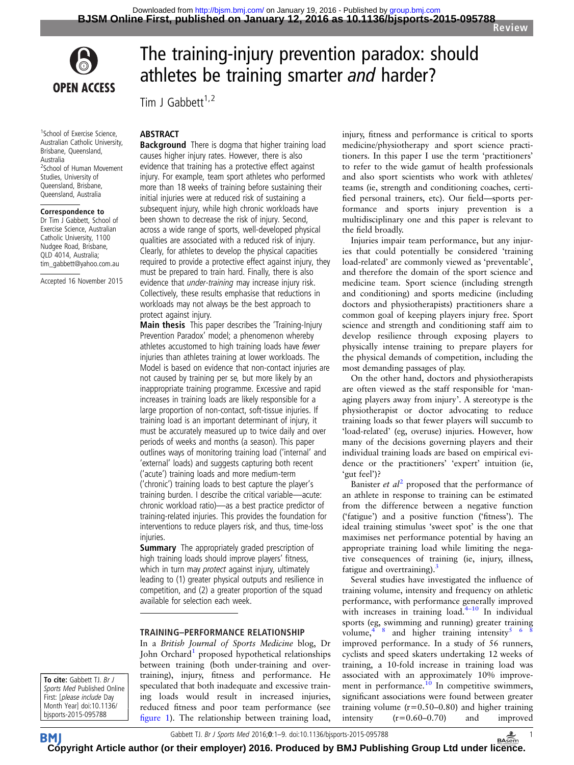# The training-injury prevention paradox: should athletes be training smarter *and* harder?

Tim J Gabbett[1,2]

[1]School of Exercise Science, Australian Catholic University, Brisbane, Queensland, Australia
[2]School of Human Movement Studies, University of Queensland, Brisbane, Queensland, Australia

**Correspondence to**
Dr Tim J Gabbett, School of Exercise Science, Australian Catholic University, 1100 Nudgee Road, Brisbane, QLD 4014, Australia; tim_gabbett@yahoo.com.au

Accepted 16 November 2015

## ABSTRACT

**Background** There is dogma that higher training load causes higher injury rates. However, there is also evidence that training has a protective effect against injury. For example, team sport athletes who performed more than 18 weeks of training before sustaining their initial injuries were at reduced risk of sustaining a subsequent injury, while high chronic workloads have been shown to decrease the risk of injury. Second, across a wide range of sports, well-developed physical qualities are associated with a reduced risk of injury. Clearly, for athletes to develop the physical capacities required to provide a protective effect against injury, they must be prepared to train hard. Finally, there is also evidence that *under-training* may increase injury risk. Collectively, these results emphasise that reductions in workloads may not always be the best approach to protect against injury.

**Main thesis** This paper describes the 'Training-Injury Prevention Paradox' model; a phenomenon whereby athletes accustomed to high training loads have *fewer* injuries than athletes training at lower workloads. The Model is based on evidence that non-contact injuries are not caused by training per se, but more likely by an inappropriate training programme. Excessive and rapid increases in training loads are likely responsible for a large proportion of non-contact, soft-tissue injuries. If training load is an important determinant of injury, it must be accurately measured up to twice daily and over periods of weeks and months (a season). This paper outlines ways of monitoring training load ('internal' and 'external' loads) and suggests capturing both recent ('acute') training loads and more medium-term ('chronic') training loads to best capture the player's training burden. I describe the critical variable—acute:chronic workload ratio)—as a best practice predictor of training-related injuries. This provides the foundation for interventions to reduce players risk, and thus, time-loss injuries.

**Summary** The appropriately graded prescription of high training loads should improve players' fitness, which in turn may *protect* against injury, ultimately leading to (1) greater physical outputs and resilience in competition, and (2) a greater proportion of the squad available for selection each week.

## TRAINING–PERFORMANCE RELATIONSHIP

In a *British Journal of Sports Medicine* blog, Dr John Orchard[1] proposed hypothetical relationships between training (both under-training and over-training), injury, fitness and performance. He speculated that both inadequate and excessive training loads would result in increased injuries, reduced fitness and poor team performance (see figure 1). The relationship between training load, injury, fitness and performance is critical to sports medicine/physiotherapy and sport science practitioners. In this paper I use the term 'practitioners' to refer to the wide gamut of health professionals and also sport scientists who work with athletes/teams (ie, strength and conditioning coaches, certified personal trainers, etc). Our field—sports performance and sports injury prevention is a multidisciplinary one and this paper is relevant to the field broadly.

Injuries impair team performance, but any injuries that could potentially be considered 'training load-related' are commonly viewed as 'preventable', and therefore the domain of the sport science and medicine team. Sport science (including strength and conditioning) and sports medicine (including doctors and physiotherapists) practitioners share a common goal of keeping players injury free. Sport science and strength and conditioning staff aim to develop resilience through exposing players to physically intense training to prepare players for the physical demands of competition, including the most demanding passages of play.

On the other hand, doctors and physiotherapists are often viewed as the staff responsible for 'managing players away from injury'. A stereotype is the physiotherapist or doctor advocating to reduce training loads so that fewer players will succumb to 'load-related' (eg, overuse) injuries. However, how many of the decisions governing players and their individual training loads are based on empirical evidence or the practitioners' 'expert' intuition (ie, 'gut feel')?

Banister *et al*[2] proposed that the performance of an athlete in response to training can be estimated from the difference between a negative function ('fatigue') and a positive function ('fitness'). The ideal training stimulus 'sweet spot' is the one that maximises net performance potential by having an appropriate training load while limiting the negative consequences of training (ie, injury, illness, fatigue and overtraining).[3]

Several studies have investigated the influence of training volume, intensity and frequency on athletic performance, with performance generally improved with increases in training load.[4–10] In individual sports (eg, swimming and running) greater training volume,[4 8] and higher training intensity[5 6 8] improved performance. In a study of 56 runners, cyclists and speed skaters undertaking 12 weeks of training, a 10-fold increase in training load was associated with an approximately 10% improvement in performance.[10] In competitive swimmers, significant associations were found between greater training volume (r=0.50–0.80) and higher training intensity (r=0.60–0.70) and improved

**To cite:** Gabbett TJ. *Br J Sports Med* Published Online First: [*please include* Day Month Year] doi:10.1136/bjsports-2015-095788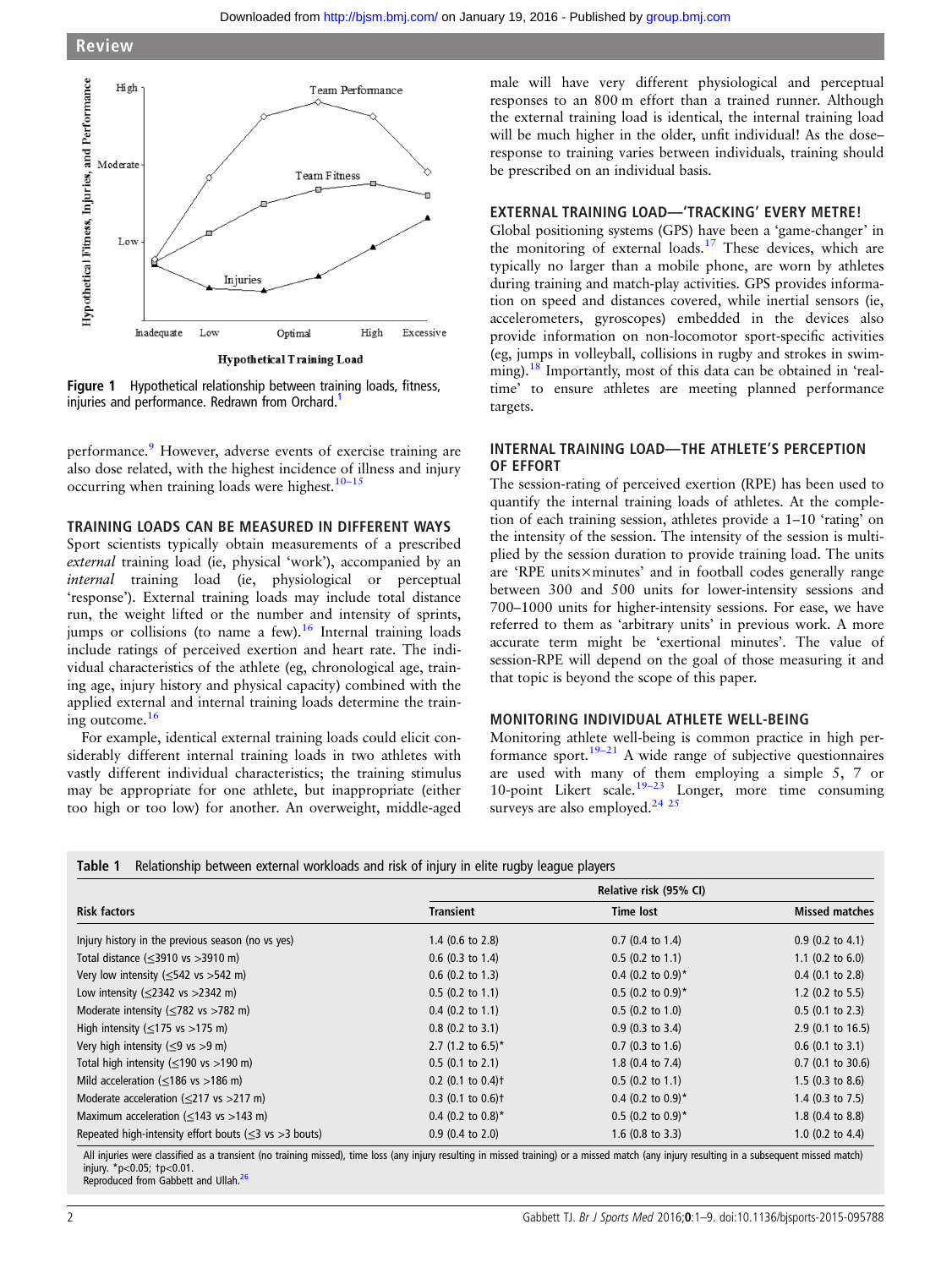## Review

Figure 1 Hypothetical relationship between training loads, fitness, injuries and performance. Redrawn from Orchard.[1]

performance.[9] However, adverse events of exercise training are also dose related, with the highest incidence of illness and injury occurring when training loads were highest.[10–15]

### TRAINING LOADS CAN BE MEASURED IN DIFFERENT WAYS

Sport scientists typically obtain measurements of a prescribed *external* training load (ie, physical 'work'), accompanied by an *internal* training load (ie, physiological or perceptual 'response'). External training loads may include total distance run, the weight lifted or the number and intensity of sprints, jumps or collisions (to name a few).[16] Internal training loads include ratings of perceived exertion and heart rate. The individual characteristics of the athlete (eg, chronological age, training age, injury history and physical capacity) combined with the applied external and internal training loads determine the training outcome.[16]

For example, identical external training loads could elicit considerably different internal training loads in two athletes with vastly different individual characteristics; the training stimulus may be appropriate for one athlete, but inappropriate (either too high or too low) for another. An overweight, middle-aged male will have very different physiological and perceptual responses to an 800 m effort than a trained runner. Although the external training load is identical, the internal training load will be much higher in the older, unfit individual! As the dose–response to training varies between individuals, training should be prescribed on an individual basis.

### EXTERNAL TRAINING LOAD—'TRACKING' EVERY METRE!

Global positioning systems (GPS) have been a 'game-changer' in the monitoring of external loads.[17] These devices, which are typically no larger than a mobile phone, are worn by athletes during training and match-play activities. GPS provides information on speed and distances covered, while inertial sensors (ie, accelerometers, gyroscopes) embedded in the devices also provide information on non-locomotor sport-specific activities (eg, jumps in volleyball, collisions in rugby and strokes in swimming).[18] Importantly, most of this data can be obtained in 'real-time' to ensure athletes are meeting planned performance targets.

### INTERNAL TRAINING LOAD—THE ATHLETE'S PERCEPTION OF EFFORT

The session-rating of perceived exertion (RPE) has been used to quantify the internal training loads of athletes. At the completion of each training session, athletes provide a 1–10 'rating' on the intensity of the session. The intensity of the session is multiplied by the session duration to provide training load. The units are 'RPE units×minutes' and in football codes generally range between 300 and 500 units for lower-intensity sessions and 700–1000 units for higher-intensity sessions. For ease, we have referred to them as 'arbitrary units' in previous work. A more accurate term might be 'exertional minutes'. The value of session-RPE will depend on the goal of those measuring it and that topic is beyond the scope of this paper.

### MONITORING INDIVIDUAL ATHLETE WELL-BEING

Monitoring athlete well-being is common practice in high performance sport.[19–21] A wide range of subjective questionnaires are used with many of them employing a simple 5, 7 or 10-point Likert scale.[19–23] Longer, more time consuming surveys are also employed.[24 25]

**Table 1** Relationship between external workloads and risk of injury in elite rugby league players

| Risk factors | Relative risk (95% CI) | | |
|---|---|---|---|
| | Transient | Time lost | Missed matches |
| Injury history in the previous season (no vs yes) | 1.4 (0.6 to 2.8) | 0.7 (0.4 to 1.4) | 0.9 (0.2 to 4.1) |
| Total distance (≤3910 vs >3910 m) | 0.6 (0.3 to 1.4) | 0.5 (0.2 to 1.1) | 1.1 (0.2 to 6.0) |
| Very low intensity (≤542 vs >542 m) | 0.6 (0.2 to 1.3) | 0.4 (0.2 to 0.9)* | 0.4 (0.2 to 2.8) |
| Low intensity (≤2342 vs >2342 m) | 0.5 (0.2 to 1.1) | 0.5 (0.2 to 0.9)* | 1.2 (0.2 to 5.5) |
| Moderate intensity (≤782 vs >782 m) | 0.4 (0.2 to 1.1) | 0.5 (0.2 to 1.0) | 0.5 (0.1 to 2.3) |
| High intensity (≤175 vs >175 m) | 0.8 (0.2 to 3.1) | 0.9 (0.3 to 3.4) | 2.9 (0.1 to 16.5) |
| Very high intensity (≤9 vs >9 m) | 2.7 (1.2 to 6.5)* | 0.7 (0.3 to 1.6) | 0.6 (0.1 to 3.1) |
| Total high intensity (≤190 vs >190 m) | 0.5 (0.1 to 2.1) | 1.8 (0.4 to 7.4) | 0.7 (0.1 to 30.6) |
| Mild acceleration (≤186 vs >186 m) | 0.2 (0.1 to 0.4)† | 0.5 (0.2 to 1.1) | 1.5 (0.3 to 8.6) |
| Moderate acceleration (≤217 vs >217 m) | 0.3 (0.1 to 0.6)† | 0.4 (0.2 to 0.9)* | 1.4 (0.3 to 7.5) |
| Maximum acceleration (≤143 vs >143 m) | 0.4 (0.2 to 0.8)* | 0.5 (0.2 to 0.9)* | 1.8 (0.4 to 8.8) |
| Repeated high-intensity effort bouts (≤3 vs >3 bouts) | 0.9 (0.4 to 2.0) | 1.6 (0.8 to 3.3) | 1.0 (0.2 to 4.4) |

All injuries were classified as a transient (no training missed), time loss (any injury resulting in missed training) or a missed match (any injury resulting in a subsequent missed match) injury. *p<0.05; †p<0.01.
Reproduced from Gabbett and Ullah.[26]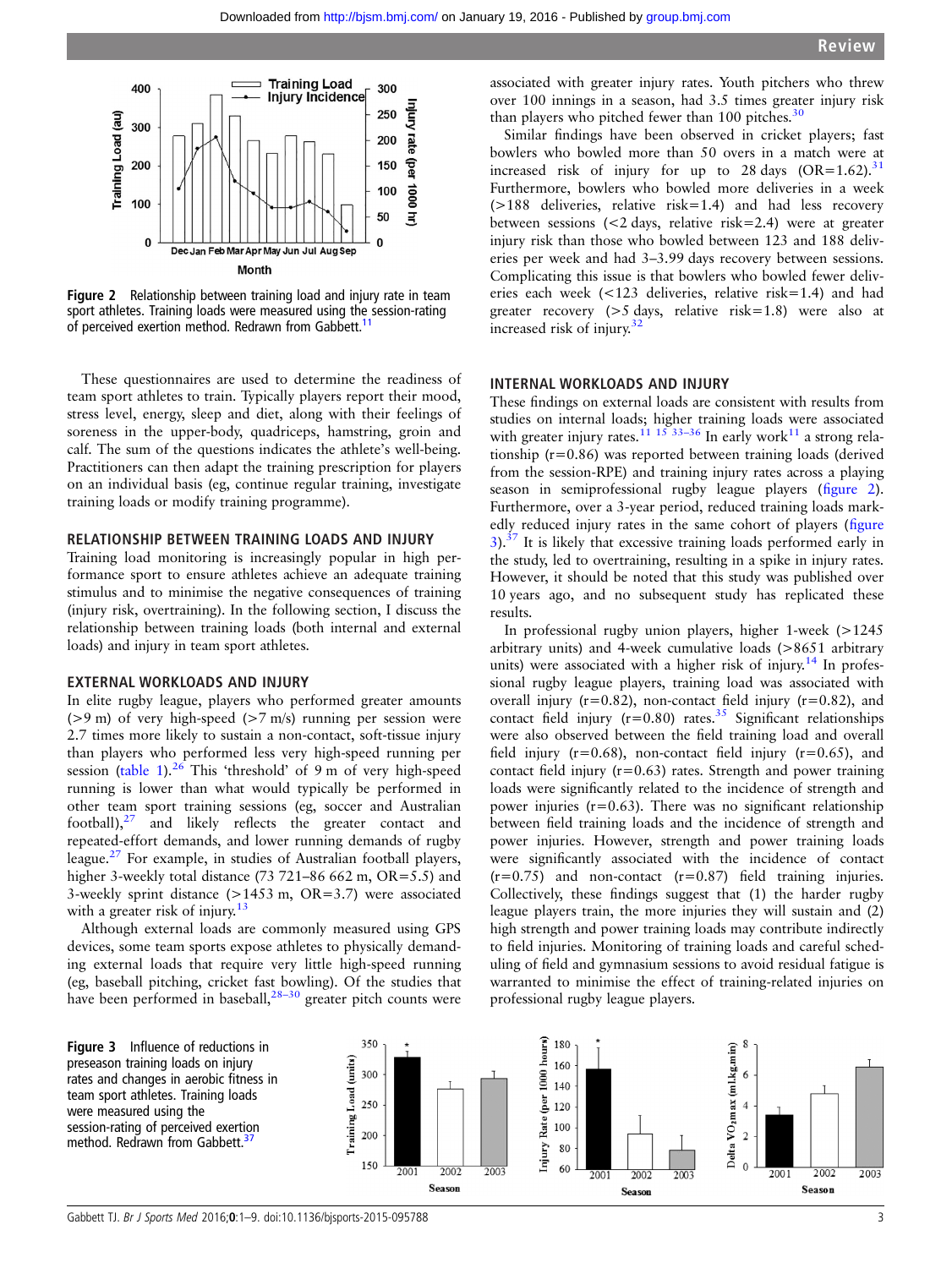Figure 2 Relationship between training load and injury rate in team sport athletes. Training loads were measured using the session-rating of perceived exertion method. Redrawn from Gabbett.[11]

These questionnaires are used to determine the readiness of team sport athletes to train. Typically players report their mood, stress level, energy, sleep and diet, along with their feelings of soreness in the upper-body, quadriceps, hamstring, groin and calf. The sum of the questions indicates the athlete's well-being. Practitioners can then adapt the training prescription for players on an individual basis (eg, continue regular training, investigate training loads or modify training programme).

## RELATIONSHIP BETWEEN TRAINING LOADS AND INJURY

Training load monitoring is increasingly popular in high performance sport to ensure athletes achieve an adequate training stimulus and to minimise the negative consequences of training (injury risk, overtraining). In the following section, I discuss the relationship between training loads (both internal and external loads) and injury in team sport athletes.

## EXTERNAL WORKLOADS AND INJURY

In elite rugby league, players who performed greater amounts (>9 m) of very high-speed (>7 m/s) running per session were 2.7 times more likely to sustain a non-contact, soft-tissue injury than players who performed less very high-speed running per session (table 1).[26] This 'threshold' of 9 m of very high-speed running is lower than what would typically be performed in other team sport training sessions (eg, soccer and Australian football),[27] and likely reflects the greater contact and repeated-effort demands, and lower running demands of rugby league.[27] For example, in studies of Australian football players, higher 3-weekly total distance (73 721–86 662 m, OR=5.5) and 3-weekly sprint distance (>1453 m, OR=3.7) were associated with a greater risk of injury.[13]

Although external loads are commonly measured using GPS devices, some team sports expose athletes to physically demanding external loads that require very little high-speed running (eg, baseball pitching, cricket fast bowling). Of the studies that have been performed in baseball,[28–30] greater pitch counts were associated with greater injury rates. Youth pitchers who threw over 100 innings in a season, had 3.5 times greater injury risk than players who pitched fewer than 100 pitches.[30]

Similar findings have been observed in cricket players; fast bowlers who bowled more than 50 overs in a match were at increased risk of injury for up to 28 days (OR=1.62).[31] Furthermore, bowlers who bowled more deliveries in a week (>188 deliveries, relative risk=1.4) and had less recovery between sessions (<2 days, relative risk=2.4) were at greater injury risk than those who bowled between 123 and 188 deliveries per week and had 3–3.99 days recovery between sessions. Complicating this issue is that bowlers who bowled fewer deliveries each week (<123 deliveries, relative risk=1.4) and had greater recovery (>5 days, relative risk=1.8) were also at increased risk of injury.[32]

## INTERNAL WORKLOADS AND INJURY

These findings on external loads are consistent with results from studies on internal loads; higher training loads were associated with greater injury rates.[11 15 33–36] In early work[11] a strong relationship (r=0.86) was reported between training loads (derived from the session-RPE) and training injury rates across a playing season in semiprofessional rugby league players (figure 2). Furthermore, over a 3-year period, reduced training loads markedly reduced injury rates in the same cohort of players (figure 3).[37] It is likely that excessive training loads performed early in the study, led to overtraining, resulting in a spike in injury rates. However, it should be noted that this study was published over 10 years ago, and no subsequent study has replicated these results.

In professional rugby union players, higher 1-week (>1245 arbitrary units) and 4-week cumulative loads (>8651 arbitrary units) were associated with a higher risk of injury.[14] In professional rugby league players, training load was associated with overall injury (r=0.82), non-contact field injury (r=0.82), and contact field injury (r=0.80) rates.[35] Significant relationships were also observed between the field training load and overall field injury (r=0.68), non-contact field injury (r=0.65), and contact field injury (r=0.63) rates. Strength and power training loads were significantly related to the incidence of strength and power injuries (r=0.63). There was no significant relationship between field training loads and the incidence of strength and power injuries. However, strength and power training loads were significantly associated with the incidence of contact (r=0.75) and non-contact (r=0.87) field training injuries. Collectively, these findings suggest that (1) the harder rugby league players train, the more injuries they will sustain and (2) high strength and power training loads may contribute indirectly to field injuries. Monitoring of training loads and careful scheduling of field and gymnasium sessions to avoid residual fatigue is warranted to minimise the effect of training-related injuries on professional rugby league players.

Figure 3 Influence of reductions in preseason training loads on injury rates and changes in aerobic fitness in team sport athletes. Training loads were measured using the session-rating of perceived exertion method. Redrawn from Gabbett.[37]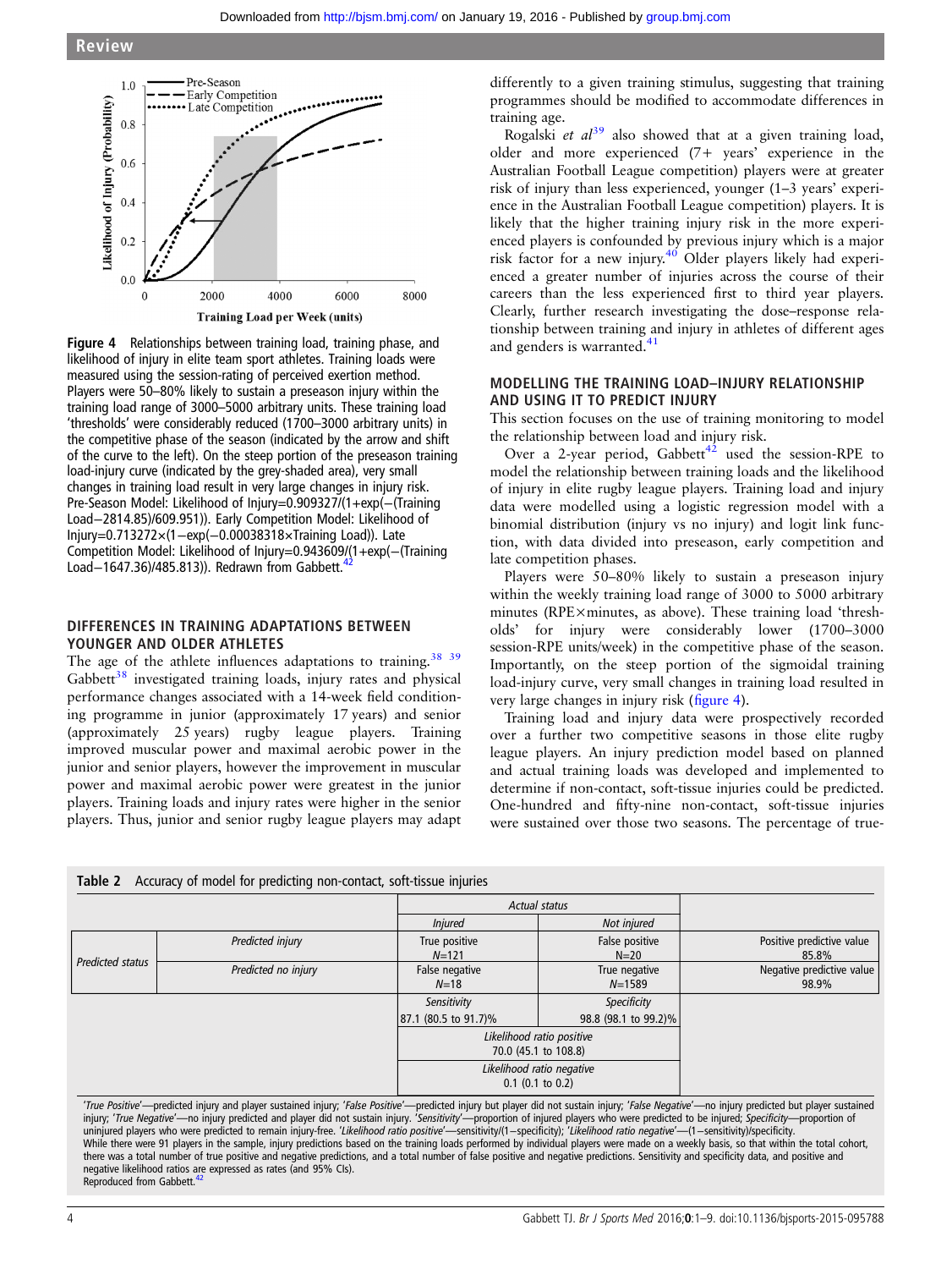Figure 4 Relationships between training load, training phase, and likelihood of injury in elite team sport athletes. Training loads were measured using the session-rating of perceived exertion method. Players were 50–80% likely to sustain a preseason injury within the training load range of 3000–5000 arbitrary units. These training load 'thresholds' were considerably reduced (1700–3000 arbitrary units) in the competitive phase of the season (indicated by the arrow and shift of the curve to the left). On the steep portion of the preseason training load-injury curve (indicated by the grey-shaded area), very small changes in training load result in very large changes in injury risk. Pre-Season Model: Likelihood of Injury=0.909327/(1+exp(−(Training Load−2814.85)/609.951)). Early Competition Model: Likelihood of Injury=0.713272×(1−exp(−0.00038318×Training Load)). Late Competition Model: Likelihood of Injury=0.943609/(1+exp(−(Training Load−1647.36)/485.813)). Redrawn from Gabbett.[42]

## DIFFERENCES IN TRAINING ADAPTATIONS BETWEEN YOUNGER AND OLDER ATHLETES

The age of the athlete influences adaptations to training.[38 39] Gabbett[38] investigated training loads, injury rates and physical performance changes associated with a 14-week field conditioning programme in junior (approximately 17 years) and senior (approximately 25 years) rugby league players. Training improved muscular power and maximal aerobic power in the junior and senior players, however the improvement in muscular power and maximal aerobic power were greatest in the junior players. Training loads and injury rates were higher in the senior players. Thus, junior and senior rugby league players may adapt differently to a given training stimulus, suggesting that training programmes should be modified to accommodate differences in training age.

Rogalski *et al*[39] also showed that at a given training load, older and more experienced (7+ years' experience in the Australian Football League competition) players were at greater risk of injury than less experienced, younger (1–3 years' experience in the Australian Football League competition) players. It is likely that the higher training injury risk in the more experienced players is confounded by previous injury which is a major risk factor for a new injury.[40] Older players likely had experienced a greater number of injuries across the course of their careers than the less experienced first to third year players. Clearly, further research investigating the dose–response relationship between training and injury in athletes of different ages and genders is warranted.[41]

## MODELLING THE TRAINING LOAD–INJURY RELATIONSHIP AND USING IT TO PREDICT INJURY

This section focuses on the use of training monitoring to model the relationship between load and injury risk.

Over a 2-year period, Gabbett[42] used the session-RPE to model the relationship between training loads and the likelihood of injury in elite rugby league players. Training load and injury data were modelled using a logistic regression model with a binomial distribution (injury vs no injury) and logit link function, with data divided into preseason, early competition and late competition phases.

Players were 50–80% likely to sustain a preseason injury within the weekly training load range of 3000 to 5000 arbitrary minutes (RPE×minutes, as above). These training load 'thresholds' for injury were considerably lower (1700–3000 session-RPE units/week) in the competitive phase of the season. Importantly, on the steep portion of the sigmoidal training load-injury curve, very small changes in training load resulted in very large changes in injury risk (figure 4).

Training load and injury data were prospectively recorded over a further two competitive seasons in those elite rugby league players. An injury prediction model based on planned and actual training loads was developed and implemented to determine if non-contact, soft-tissue injuries could be predicted. One-hundred and fifty-nine non-contact, soft-tissue injuries were sustained over those two seasons. The percentage of true-

**Table 2** Accuracy of model for predicting non-contact, soft-tissue injuries

| | | Actual status | | |
|---|---|---|---|---|
| | | *Injured* | *Not injured* | |
| *Predicted status* | *Predicted injury* | True positive N=121 | False positive N=20 | Positive predictive value 85.8% |
| | *Predicted no injury* | False negative N=18 | True negative N=1589 | Negative predictive value 98.9% |
| | | *Sensitivity* 87.1 (80.5 to 91.7)% | *Specificity* 98.8 (98.1 to 99.2)% | |
| | | *Likelihood ratio positive* 70.0 (45.1 to 108.8) | | |
| | | *Likelihood ratio negative* 0.1 (0.1 to 0.2) | | |

'*True Positive*'—predicted injury and player sustained injury; '*False Positive*'—predicted injury but player did not sustain injury; '*False Negative*'—no injury predicted but player sustained injury; '*True Negative*'—no injury predicted and player did not sustain injury. '*Sensitivity*'—proportion of injured players who were predicted to be injured; *Specificity*—proportion of uninjured players who were predicted to remain injury-free. '*Likelihood ratio positive*'—sensitivity/(1−specificity); '*Likelihood ratio negative*'—(1−sensitivity)/specificity.
While there were 91 players in the sample, injury predictions based on the training loads performed by individual players were made on a weekly basis, so that within the total cohort, there was a total number of true positive and negative predictions, and a total number of false positive and negative predictions. Sensitivity and specificity data, and positive and negative likelihood ratios are expressed as rates (and 95% CIs).
Reproduced from Gabbett.[42]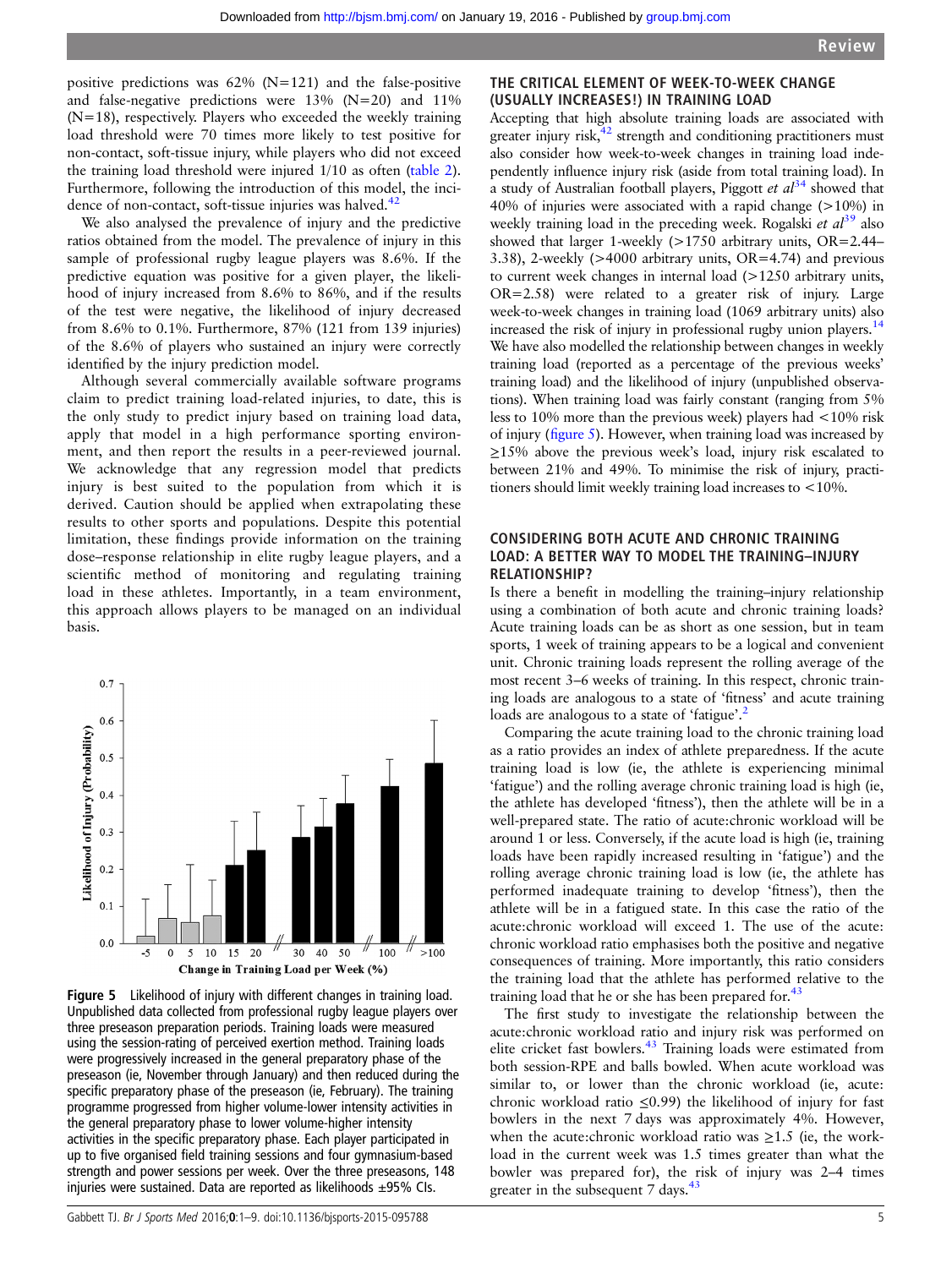positive predictions was 62% (N=121) and the false-positive and false-negative predictions were 13% (N=20) and 11% (N=18), respectively. Players who exceeded the weekly training load threshold were 70 times more likely to test positive for non-contact, soft-tissue injury, while players who did not exceed the training load threshold were injured 1/10 as often (table 2). Furthermore, following the introduction of this model, the incidence of non-contact, soft-tissue injuries was halved.[42]

We also analysed the prevalence of injury and the predictive ratios obtained from the model. The prevalence of injury in this sample of professional rugby league players was 8.6%. If the predictive equation was positive for a given player, the likelihood of injury increased from 8.6% to 86%, and if the results of the test were negative, the likelihood of injury decreased from 8.6% to 0.1%. Furthermore, 87% (121 from 139 injuries) of the 8.6% of players who sustained an injury were correctly identified by the injury prediction model.

Although several commercially available software programs claim to predict training load-related injuries, to date, this is the only study to predict injury based on training load data, apply that model in a high performance sporting environment, and then report the results in a peer-reviewed journal. We acknowledge that any regression model that predicts injury is best suited to the population from which it is derived. Caution should be applied when extrapolating these results to other sports and populations. Despite this potential limitation, these findings provide information on the training dose–response relationship in elite rugby league players, and a scientific method of monitoring and regulating training load in these athletes. Importantly, in a team environment, this approach allows players to be managed on an individual basis.

**Figure 5** Likelihood of injury with different changes in training load. Unpublished data collected from professional rugby league players over three preseason preparation periods. Training loads were measured using the session-rating of perceived exertion method. Training loads were progressively increased in the general preparatory phase of the preseason (ie, November through January) and then reduced during the specific preparatory phase of the preseason (ie, February). The training programme progressed from higher volume-lower intensity activities in the general preparatory phase to lower volume-higher intensity activities in the specific preparatory phase. Each player participated in up to five organised field training sessions and four gymnasium-based strength and power sessions per week. Over the three preseasons, 148 injuries were sustained. Data are reported as likelihoods ±95% CIs.

## THE CRITICAL ELEMENT OF WEEK-TO-WEEK CHANGE (USUALLY INCREASES!) IN TRAINING LOAD

Accepting that high absolute training loads are associated with greater injury risk,[42] strength and conditioning practitioners must also consider how week-to-week changes in training load independently influence injury risk (aside from total training load). In a study of Australian football players, Piggott *et al*[34] showed that 40% of injuries were associated with a rapid change (>10%) in weekly training load in the preceding week. Rogalski *et al*[39] also showed that larger 1-weekly (>1750 arbitrary units, OR=2.44–3.38), 2-weekly (>4000 arbitrary units, OR=4.74) and previous to current week changes in internal load (>1250 arbitrary units, OR=2.58) were related to a greater risk of injury. Large week-to-week changes in training load (1069 arbitrary units) also increased the risk of injury in professional rugby union players.[14] We have also modelled the relationship between changes in weekly training load (reported as a percentage of the previous weeks' training load) and the likelihood of injury (unpublished observations). When training load was fairly constant (ranging from 5% less to 10% more than the previous week) players had <10% risk of injury (figure 5). However, when training load was increased by ≥15% above the previous week's load, injury risk escalated to between 21% and 49%. To minimise the risk of injury, practitioners should limit weekly training load increases to <10%.

## CONSIDERING BOTH ACUTE AND CHRONIC TRAINING LOAD: A BETTER WAY TO MODEL THE TRAINING–INJURY RELATIONSHIP?

Is there a benefit in modelling the training–injury relationship using a combination of both acute and chronic training loads? Acute training loads can be as short as one session, but in team sports, 1 week of training appears to be a logical and convenient unit. Chronic training loads represent the rolling average of the most recent 3–6 weeks of training. In this respect, chronic training loads are analogous to a state of 'fitness' and acute training loads are analogous to a state of 'fatigue'.[2]

Comparing the acute training load to the chronic training load as a ratio provides an index of athlete preparedness. If the acute training load is low (ie, the athlete is experiencing minimal 'fatigue') and the rolling average chronic training load is high (ie, the athlete has developed 'fitness'), then the athlete will be in a well-prepared state. The ratio of acute:chronic workload will be around 1 or less. Conversely, if the acute load is high (ie, training loads have been rapidly increased resulting in 'fatigue') and the rolling average chronic training load is low (ie, the athlete has performed inadequate training to develop 'fitness'), then the athlete will be in a fatigued state. In this case the ratio of the acute:chronic workload will exceed 1. The use of the acute: chronic workload ratio emphasises both the positive and negative consequences of training. More importantly, this ratio considers the training load that the athlete has performed relative to the training load that he or she has been prepared for.[43]

The first study to investigate the relationship between the acute:chronic workload ratio and injury risk was performed on elite cricket fast bowlers.[43] Training loads were estimated from both session-RPE and balls bowled. When acute workload was similar to, or lower than the chronic workload (ie, acute: chronic workload ratio ≤0.99) the likelihood of injury for fast bowlers in the next 7 days was approximately 4%. However, when the acute:chronic workload ratio was ≥1.5 (ie, the workload in the current week was 1.5 times greater than what the bowler was prepared for), the risk of injury was 2–4 times greater in the subsequent 7 days.[43]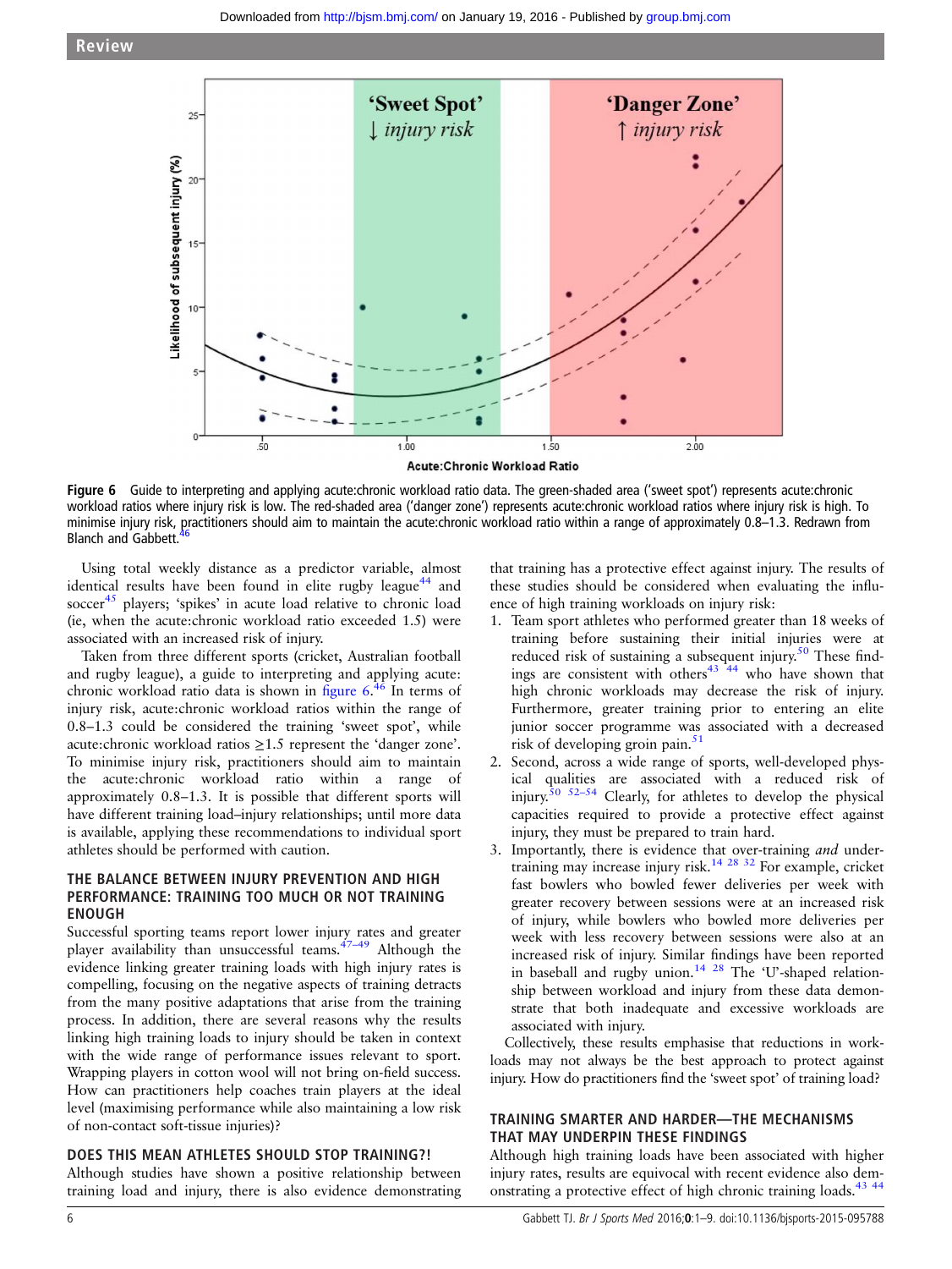Figure 6 Guide to interpreting and applying acute:chronic workload ratio data. The green-shaded area ('sweet spot') represents acute:chronic workload ratios where injury risk is low. The red-shaded area ('danger zone') represents acute:chronic workload ratios where injury risk is high. To minimise injury risk, practitioners should aim to maintain the acute:chronic workload ratio within a range of approximately 0.8–1.3. Redrawn from Blanch and Gabbett.[46]

Using total weekly distance as a predictor variable, almost identical results have been found in elite rugby league[44] and soccer[45] players; 'spikes' in acute load relative to chronic load (ie, when the acute:chronic workload ratio exceeded 1.5) were associated with an increased risk of injury.

Taken from three different sports (cricket, Australian football and rugby league), a guide to interpreting and applying acute:chronic workload ratio data is shown in figure 6.[46] In terms of injury risk, acute:chronic workload ratios within the range of 0.8–1.3 could be considered the training 'sweet spot', while acute:chronic workload ratios ≥1.5 represent the 'danger zone'. To minimise injury risk, practitioners should aim to maintain the acute:chronic workload ratio within a range of approximately 0.8–1.3. It is possible that different sports will have different training load–injury relationships; until more data is available, applying these recommendations to individual sport athletes should be performed with caution.

## THE BALANCE BETWEEN INJURY PREVENTION AND HIGH PERFORMANCE: TRAINING TOO MUCH OR NOT TRAINING ENOUGH

Successful sporting teams report lower injury rates and greater player availability than unsuccessful teams.[47–49] Although the evidence linking greater training loads with high injury rates is compelling, focusing on the negative aspects of training detracts from the many positive adaptations that arise from the training process. In addition, there are several reasons why the results linking high training loads to injury should be taken in context with the wide range of performance issues relevant to sport. Wrapping players in cotton wool will not bring on-field success. How can practitioners help coaches train players at the ideal level (maximising performance while also maintaining a low risk of non-contact soft-tissue injuries)?

## DOES THIS MEAN ATHLETES SHOULD STOP TRAINING?!

Although studies have shown a positive relationship between training load and injury, there is also evidence demonstrating that training has a protective effect against injury. The results of these studies should be considered when evaluating the influence of high training workloads on injury risk:

1. Team sport athletes who performed greater than 18 weeks of training before sustaining their initial injuries were at reduced risk of sustaining a subsequent injury.[50] These findings are consistent with others[43 44] who have shown that high chronic workloads may decrease the risk of injury. Furthermore, greater training prior to entering an elite junior soccer programme was associated with a decreased risk of developing groin pain.[51]
2. Second, across a wide range of sports, well-developed physical qualities are associated with a reduced risk of injury.[50 52–54] Clearly, for athletes to develop the physical capacities required to provide a protective effect against injury, they must be prepared to train hard.
3. Importantly, there is evidence that over-training *and* under-training may increase injury risk.[14 28 32] For example, cricket fast bowlers who bowled fewer deliveries per week with greater recovery between sessions were at an increased risk of injury, while bowlers who bowled more deliveries per week with less recovery between sessions were also at an increased risk of injury. Similar findings have been reported in baseball and rugby union.[14 28] The 'U'-shaped relationship between workload and injury from these data demonstrate that both inadequate and excessive workloads are associated with injury.

Collectively, these results emphasise that reductions in workloads may not always be the best approach to protect against injury. How do practitioners find the 'sweet spot' of training load?

## TRAINING SMARTER AND HARDER—THE MECHANISMS THAT MAY UNDERPIN THESE FINDINGS

Although high training loads have been associated with higher injury rates, results are equivocal with recent evidence also demonstrating a protective effect of high chronic training loads.[43 44]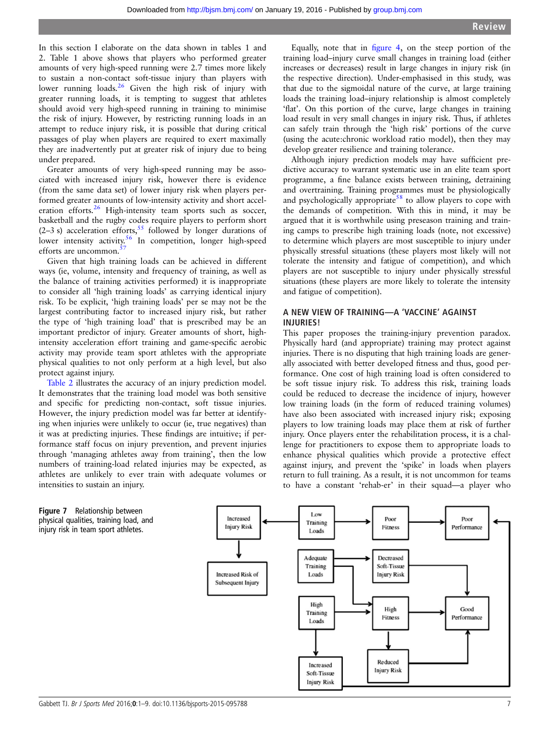In this section I elaborate on the data shown in tables 1 and 2. Table 1 above shows that players who performed greater amounts of very high-speed running were 2.7 times more likely to sustain a non-contact soft-tissue injury than players with lower running loads.[26] Given the high risk of injury with greater running loads, it is tempting to suggest that athletes should avoid very high-speed running in training to minimise the risk of injury. However, by restricting running loads in an attempt to reduce injury risk, it is possible that during critical passages of play when players are required to exert maximally they are inadvertently put at greater risk of injury due to being under prepared.

Greater amounts of very high-speed running may be associated with increased injury risk, however there is evidence (from the same data set) of lower injury risk when players performed greater amounts of low-intensity activity and short acceleration efforts.[26] High-intensity team sports such as soccer, basketball and the rugby codes require players to perform short (2–3 s) acceleration efforts,[55] followed by longer durations of lower intensity activity.[56] In competition, longer high-speed efforts are uncommon.[57]

Given that high training loads can be achieved in different ways (ie, volume, intensity and frequency of training, as well as the balance of training activities performed) it is inappropriate to consider all 'high training loads' as carrying identical injury risk. To be explicit, 'high training loads' per se may not be the largest contributing factor to increased injury risk, but rather the type of 'high training load' that is prescribed may be an important predictor of injury. Greater amounts of short, high-intensity acceleration effort training and game-specific aerobic activity may provide team sport athletes with the appropriate physical qualities to not only perform at a high level, but also protect against injury.

Table 2 illustrates the accuracy of an injury prediction model. It demonstrates that the training load model was both sensitive and specific for predicting non-contact, soft tissue injuries. However, the injury prediction model was far better at identifying when injuries were unlikely to occur (ie, true negatives) than it was at predicting injuries. These findings are intuitive; if performance staff focus on injury prevention, and prevent injuries through 'managing athletes away from training', then the low numbers of training-load related injuries may be expected, as athletes are unlikely to ever train with adequate volumes or intensities to sustain an injury.

Equally, note that in figure 4, on the steep portion of the training load–injury curve small changes in training load (either increases or decreases) result in large changes in injury risk (in the respective direction). Under-emphasised in this study, was that due to the sigmoidal nature of the curve, at large training loads the training load–injury relationship is almost completely 'flat'. On this portion of the curve, large changes in training load result in very small changes in injury risk. Thus, if athletes can safely train through the 'high risk' portions of the curve (using the acute:chronic workload ratio model), then they may develop greater resilience and training tolerance.

Although injury prediction models may have sufficient predictive accuracy to warrant systematic use in an elite team sport programme, a fine balance exists between training, detraining and overtraining. Training programmes must be physiologically and psychologically appropriate[58] to allow players to cope with the demands of competition. With this in mind, it may be argued that it is worthwhile using preseason training and training camps to prescribe high training loads (note, not excessive) to determine which players are most susceptible to injury under physically stressful situations (these players most likely will not tolerate the intensity and fatigue of competition), and which players are not susceptible to injury under physically stressful situations (these players are more likely to tolerate the intensity and fatigue of competition).

## A NEW VIEW OF TRAINING—A 'VACCINE' AGAINST INJURIES!

This paper proposes the training-injury prevention paradox. Physically hard (and appropriate) training may protect against injuries. There is no disputing that high training loads are generally associated with better developed fitness and thus, good performance. One cost of high training load is often considered to be soft tissue injury risk. To address this risk, training loads could be reduced to decrease the incidence of injury, however low training loads (in the form of reduced training volumes) have also been associated with increased injury risk; exposing players to low training loads may place them at risk of further injury. Once players enter the rehabilitation process, it is a challenge for practitioners to expose them to appropriate loads to enhance physical qualities which provide a protective effect against injury, and prevent the 'spike' in loads when players return to full training. As a result, it is not uncommon for teams to have a constant 'rehab-er' in their squad—a player who

**Figure 7** Relationship between physical qualities, training load, and injury risk in team sport athletes.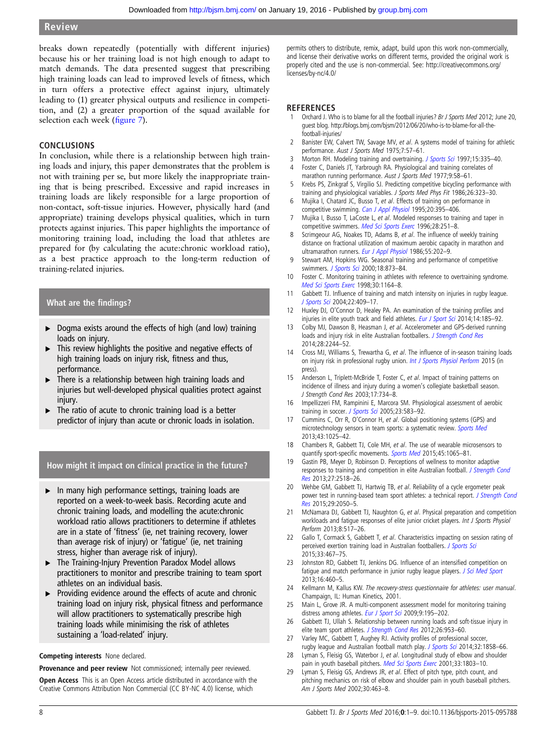breaks down repeatedly (potentially with different injuries) because his or her training load is not high enough to adapt to match demands. The data presented suggest that prescribing high training loads can lead to improved levels of fitness, which in turn offers a protective effect against injury, ultimately leading to (1) greater physical outputs and resilience in competition, and (2) a greater proportion of the squad available for selection each week (figure 7).

## CONCLUSIONS

In conclusion, while there is a relationship between high training loads and injury, this paper demonstrates that the problem is not with training per se, but more likely the inappropriate training that is being prescribed. Excessive and rapid increases in training loads are likely responsible for a large proportion of non-contact, soft-tissue injuries. However, physically hard (and appropriate) training develops physical qualities, which in turn protects against injuries. This paper highlights the importance of monitoring training load, including the load that athletes are prepared for (by calculating the acute:chronic workload ratio), as a best practice approach to the long-term reduction of training-related injuries.

### What are the findings?

- Dogma exists around the effects of high (and low) training loads on injury.
- This review highlights the positive and negative effects of high training loads on injury risk, fitness and thus, performance.
- There is a relationship between high training loads and injuries but well-developed physical qualities protect against injury.
- The ratio of acute to chronic training load is a better predictor of injury than acute or chronic loads in isolation.

### How might it impact on clinical practice in the future?

- In many high performance settings, training loads are reported on a week-to-week basis. Recording acute and chronic training loads, and modelling the acute:chronic workload ratio allows practitioners to determine if athletes are in a state of 'fitness' (ie, net training recovery, lower than average risk of injury) or 'fatigue' (ie, net training stress, higher than average risk of injury).
- The Training-Injury Prevention Paradox Model allows practitioners to monitor and prescribe training to team sport athletes on an individual basis.
- Providing evidence around the effects of acute and chronic training load on injury risk, physical fitness and performance will allow practitioners to systematically prescribe high training loads while minimising the risk of athletes sustaining a 'load-related' injury.

**Competing interests** None declared.

**Provenance and peer review** Not commissioned; internally peer reviewed.

**Open Access** This is an Open Access article distributed in accordance with the Creative Commons Attribution Non Commercial (CC BY-NC 4.0) license, which permits others to distribute, remix, adapt, build upon this work non-commercially, and license their derivative works on different terms, provided the original work is properly cited and the use is non-commercial. See: http://creativecommons.org/licenses/by-nc/4.0/

## REFERENCES

1. Orchard J. Who is to blame for all the football injuries? *Br J Sports Med* 2012; June 20, guest blog. http://blogs.bmj.com/bjsm/2012/06/20/who-is-to-blame-for-all-the-football-injuries/
2. Banister EW, Calvert TW, Savage MV, *et al*. A systems model of training for athletic performance. *Aust J Sports Med* 1975;7:57–61.
3. Morton RH. Modeling training and overtraining. *J Sports Sci* 1997;15:335–40.
4. Foster C, Daniels JT, Yarbrough RA. Physiological and training correlates of marathon running performance. *Aust J Sports Med* 1977;9:58–61.
5. Krebs PS, Zinkgraf S, Virgilio SJ. Predicting competitive bicycling performance with training and physiological variables. *J Sports Med Phys Fit* 1986;26:323–30.
6. Mujika I, Chatard JC, Busso T, *et al*. Effects of training on performance in competitive swimming. *Can J Appl Physiol* 1995;20:395–406.
7. Mujika I, Busso T, LaCoste L, *et al*. Modeled responses to training and taper in competitive swimmers. *Med Sci Sports Exerc* 1996;28:251–8.
8. Scrimgeour AG, Noakes TD, Adams B, *et al*. The influence of weekly training distance on fractional utilization of maximum aerobic capacity in marathon and ultramarathon runners. *Eur J Appl Physiol* 1986;55:202–9.
9. Stewart AM, Hopkins WG. Seasonal training and performance of competitive swimmers. *J Sports Sci* 2000;18:873–84.
10. Foster C. Monitoring training in athletes with reference to overtraining syndrome. *Med Sci Sports Exerc* 1998;30:1164–8.
11. Gabbett TJ. Influence of training and match intensity on injuries in rugby league. *J Sports Sci* 2004;22:409–17.
12. Huxley DJ, O'Connor D, Healey PA. An examination of the training profiles and injuries in elite youth track and field athletes. *Eur J Sport Sci* 2014;14:185–92.
13. Colby MJ, Dawson B, Heasman J, *et al*. Accelerometer and GPS-derived running loads and injury risk in elite Australian footballers. *J Strength Cond Res* 2014;28:2244–52.
14. Cross MJ, Williams S, Trewartha G, *et al*. The influence of in-season training loads on injury risk in professional rugby union. *Int J Sports Physiol Perform* 2015 (in press).
15. Anderson L, Triplett-McBride T, Foster C, *et al*. Impact of training patterns on incidence of illness and injury during a women's collegiate basketball season. *J Strength Cond Res* 2003;17:734–8.
16. Impellizzeri FM, Rampinini E, Marcora SM. Physiological assessment of aerobic training in soccer. *J Sports Sci* 2005;23:583–92.
17. Cummins C, Orr R, O'Connor H, *et al*. Global positioning systems (GPS) and microtechnology sensors in team sports: a systematic review. *Sports Med* 2013;43:1025–42.
18. Chambers R, Gabbett TJ, Cole MH, *et al*. The use of wearable microsensors to quantify sport-specific movements. *Sports Med* 2015;45:1065–81.
19. Gastin PB, Meyer D, Robinson D. Perceptions of wellness to monitor adaptive responses to training and competition in elite Australian football. *J Strength Cond Res* 2013;27:2518–26.
20. Wehbe GM, Gabbett TJ, Hartwig TB, *et al*. Reliability of a cycle ergometer peak power test in running-based team sport athletes: a technical report. *J Strength Cond Res* 2015;29:2050–5.
21. McNamara DJ, Gabbett TJ, Naughton G, *et al*. Physical preparation and competition workloads and fatigue responses of elite junior cricket players. *Int J Sports Physiol Perform* 2013;8:517–26.
22. Gallo T, Cormack S, Gabbett T, *et al*. Characteristics impacting on session rating of perceived exertion training load in Australian footballers. *J Sports Sci* 2015;33:467–75.
23. Johnston RD, Gabbett TJ, Jenkins DG. Influence of an intensified competition on fatigue and match performance in junior rugby league players. *J Sci Med Sport* 2013;16:460–5.
24. Kellmann M, Kallus KW. *The recovery-stress questionnaire for athletes: user manual*. Champaign, IL: Human Kinetics, 2001.
25. Main L, Grove JR. A multi-component assessment model for monitoring training distress among athletes. *Eur J Sport Sci* 2009;9:195–202.
26. Gabbett TJ, Ullah S. Relationship between running loads and soft-tissue injury in elite team sport athletes. *J Strength Cond Res* 2012;26:953–60.
27. Varley MC, Gabbett TJ, Aughey RJ. Activity profiles of professional soccer, rugby league and Australian football match play. *J Sports Sci* 2014;32:1858–66.
28. Lyman S, Fleisig GS, Waterbor J, *et al*. Longitudinal study of elbow and shoulder pain in youth baseball pitchers. *Med Sci Sports Exerc* 2001;33:1803–10.
29. Lyman S, Fleisig GS, Andrews JR, *et al*. Effect of pitch type, pitch count, and pitching mechanics on risk of elbow and shoulder pain in youth baseball pitchers. *Am J Sports Med* 2002;30:463–8.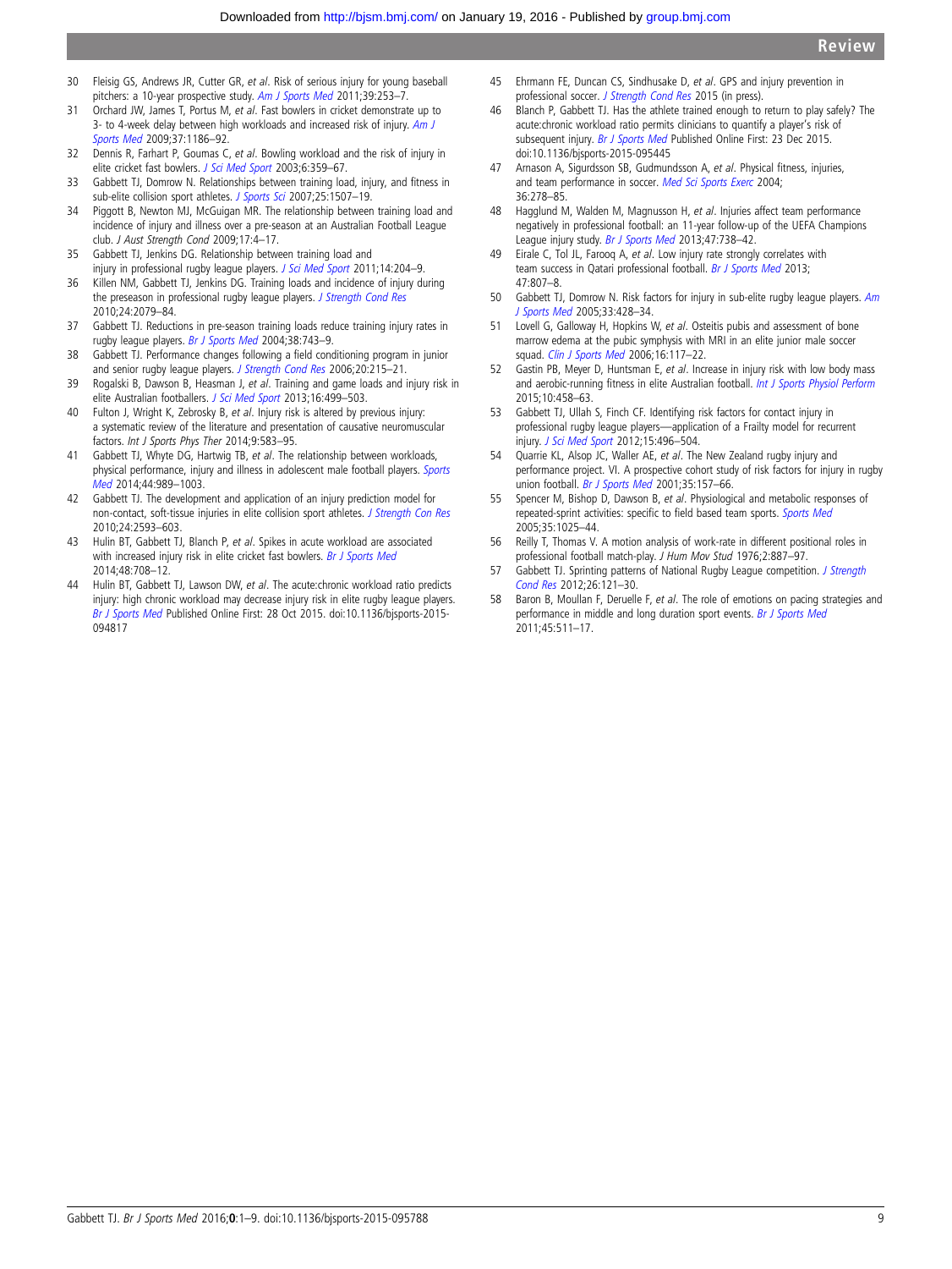30 Fleisig GS, Andrews JR, Cutter GR, *et al*. Risk of serious injury for young baseball pitchers: a 10-year prospective study. *Am J Sports Med* 2011;39:253–7.
31 Orchard JW, James T, Portus M, *et al*. Fast bowlers in cricket demonstrate up to 3- to 4-week delay between high workloads and increased risk of injury. *Am J Sports Med* 2009;37:1186–92.
32 Dennis R, Farhart P, Goumas C, *et al*. Bowling workload and the risk of injury in elite cricket fast bowlers. *J Sci Med Sport* 2003;6:359–67.
33 Gabbett TJ, Domrow N. Relationships between training load, injury, and fitness in sub-elite collision sport athletes. *J Sports Sci* 2007;25:1507–19.
34 Piggott B, Newton MJ, McGuigan MR. The relationship between training load and incidence of injury and illness over a pre-season at an Australian Football League club. *J Aust Strength Cond* 2009;17:4–17.
35 Gabbett TJ, Jenkins DG. Relationship between training load and injury in professional rugby league players. *J Sci Med Sport* 2011;14:204–9.
36 Killen NM, Gabbett TJ, Jenkins DG. Training loads and incidence of injury during the preseason in professional rugby league players. *J Strength Cond Res* 2010;24:2079–84.
37 Gabbett TJ. Reductions in pre-season training loads reduce training injury rates in rugby league players. *Br J Sports Med* 2004;38:743–9.
38 Gabbett TJ. Performance changes following a field conditioning program in junior and senior rugby league players. *J Strength Cond Res* 2006;20:215–21.
39 Rogalski B, Dawson B, Heasman J, *et al*. Training and game loads and injury risk in elite Australian footballers. *J Sci Med Sport* 2013;16:499–503.
40 Fulton J, Wright K, Zebrosky B, *et al*. Injury risk is altered by previous injury: a systematic review of the literature and presentation of causative neuromuscular factors. *Int J Sports Phys Ther* 2014;9:583–95.
41 Gabbett TJ, Whyte DG, Hartwig TB, *et al*. The relationship between workloads, physical performance, injury and illness in adolescent male football players. *Sports Med* 2014;44:989–1003.
42 Gabbett TJ. The development and application of an injury prediction model for non-contact, soft-tissue injuries in elite collision sport athletes. *J Strength Con Res* 2010;24:2593–603.
43 Hulin BT, Gabbett TJ, Blanch P, *et al*. Spikes in acute workload are associated with increased injury risk in elite cricket fast bowlers. *Br J Sports Med* 2014;48:708–12.
44 Hulin BT, Gabbett TJ, Lawson DW, *et al*. The acute:chronic workload ratio predicts injury: high chronic workload may decrease injury risk in elite rugby league players. *Br J Sports Med* Published Online First: 28 Oct 2015. doi:10.1136/bjsports-2015-094817
45 Ehrmann FE, Duncan CS, Sindhusake D, *et al*. GPS and injury prevention in professional soccer. *J Strength Cond Res* 2015 (in press).
46 Blanch P, Gabbett TJ. Has the athlete trained enough to return to play safely? The acute:chronic workload ratio permits clinicians to quantify a player's risk of subsequent injury. *Br J Sports Med* Published Online First: 23 Dec 2015. doi:10.1136/bjsports-2015-095445
47 Arnason A, Sigurdsson SB, Gudmundsson A, *et al*. Physical fitness, injuries, and team performance in soccer. *Med Sci Sports Exerc* 2004; 36:278–85.
48 Hagglund M, Walden M, Magnusson H, *et al*. Injuries affect team performance negatively in professional football: an 11-year follow-up of the UEFA Champions League injury study. *Br J Sports Med* 2013;47:738–42.
49 Eirale C, Tol JL, Farooq A, *et al*. Low injury rate strongly correlates with team success in Qatari professional football. *Br J Sports Med* 2013; 47:807–8.
50 Gabbett TJ, Domrow N. Risk factors for injury in sub-elite rugby league players. *Am J Sports Med* 2005;33:428–34.
51 Lovell G, Galloway H, Hopkins W, *et al*. Osteitis pubis and assessment of bone marrow edema at the pubic symphysis with MRI in an elite junior male soccer squad. *Clin J Sports Med* 2006;16:117–22.
52 Gastin PB, Meyer D, Huntsman E, *et al*. Increase in injury risk with low body mass and aerobic-running fitness in elite Australian football. *Int J Sports Physiol Perform* 2015;10:458–63.
53 Gabbett TJ, Ullah S, Finch CF. Identifying risk factors for contact injury in professional rugby league players—application of a Frailty model for recurrent injury. *J Sci Med Sport* 2012;15:496–504.
54 Quarrie KL, Alsop JC, Waller AE, *et al*. The New Zealand rugby injury and performance project. VI. A prospective cohort study of risk factors for injury in rugby union football. *Br J Sports Med* 2001;35:157–66.
55 Spencer M, Bishop D, Dawson B, *et al*. Physiological and metabolic responses of repeated-sprint activities: specific to field based team sports. *Sports Med* 2005;35:1025–44.
56 Reilly T, Thomas V. A motion analysis of work-rate in different positional roles in professional football match-play. *J Hum Mov Stud* 1976;2:887–97.
57 Gabbett TJ. Sprinting patterns of National Rugby League competition. *J Strength Cond Res* 2012;26:121–30.
58 Baron B, Moullan F, Deruelle F, *et al*. The role of emotions on pacing strategies and performance in middle and long duration sport events. *Br J Sports Med* 2011;45:511–17.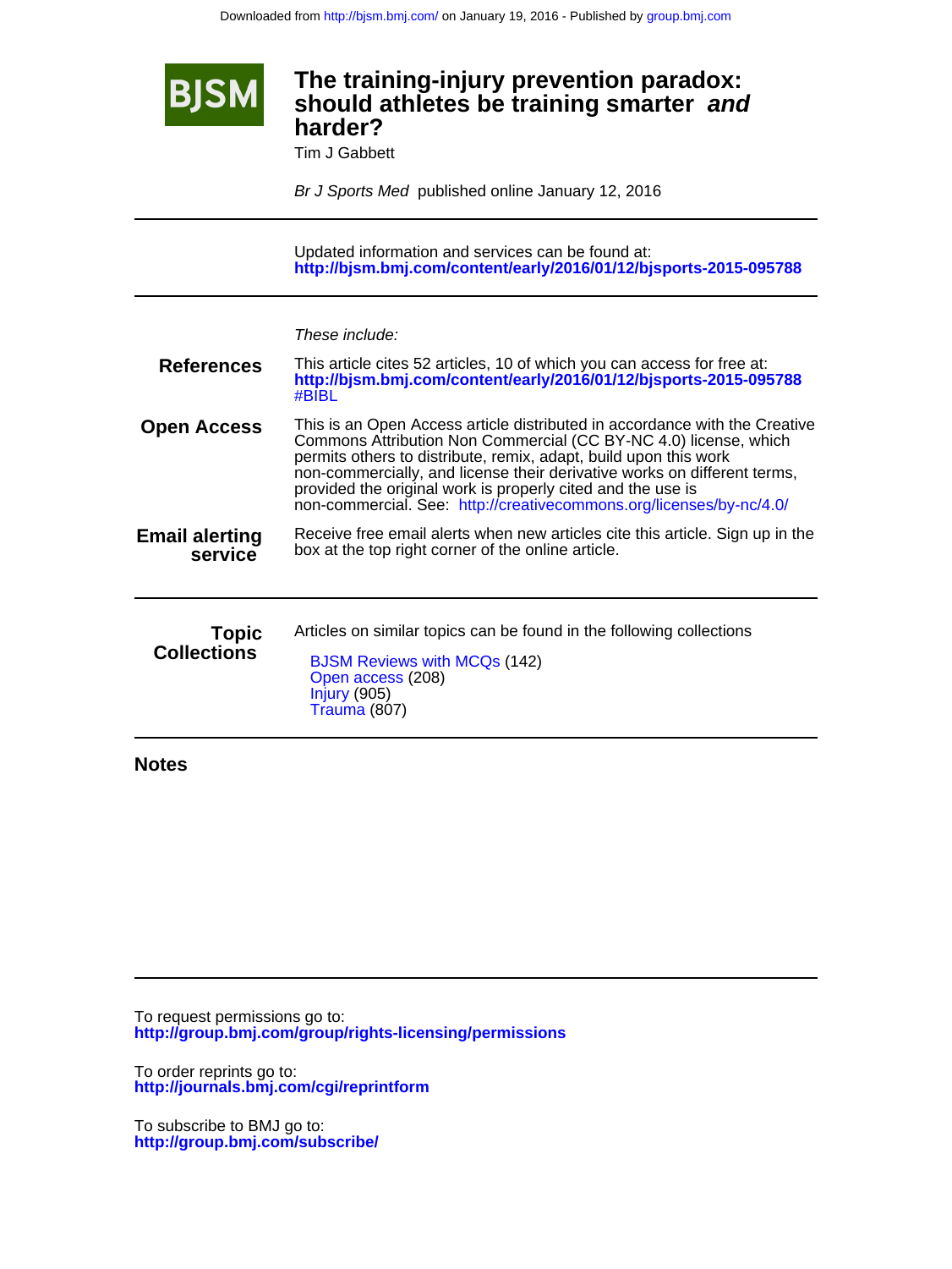Downloaded from http://bjsm.bmj.com/ on January 19, 2016 - Published by group.bmj.com

BJSM

# The training-injury prevention paradox: should athletes be training smarter *and* harder?

Tim J Gabbett

*Br J Sports Med* published online January 12, 2016

Updated information and services can be found at:
**http://bjsm.bmj.com/content/early/2016/01/12/bjsports-2015-095788**

*These include:*

**References**

This article cites 52 articles, 10 of which you can access for free at:
**http://bjsm.bmj.com/content/early/2016/01/12/bjsports-2015-095788#BIBL**

**Open Access**

This is an Open Access article distributed in accordance with the Creative Commons Attribution Non Commercial (CC BY-NC 4.0) license, which permits others to distribute, remix, adapt, build upon this work non-commercially, and license their derivative works on different terms, provided the original work is properly cited and the use is non-commercial. See: http://creativecommons.org/licenses/by-nc/4.0/

**Email alerting service**

Receive free email alerts when new articles cite this article. Sign up in the box at the top right corner of the online article.

**Topic Collections**

Articles on similar topics can be found in the following collections

- BJSM Reviews with MCQs (142)
- Open access (208)
- Injury (905)
- Trauma (807)

## Notes

To request permissions go to:
**http://group.bmj.com/group/rights-licensing/permissions**

To order reprints go to:
**http://journals.bmj.com/cgi/reprintform**

To subscribe to BMJ go to:
**http://group.bmj.com/subscribe/**